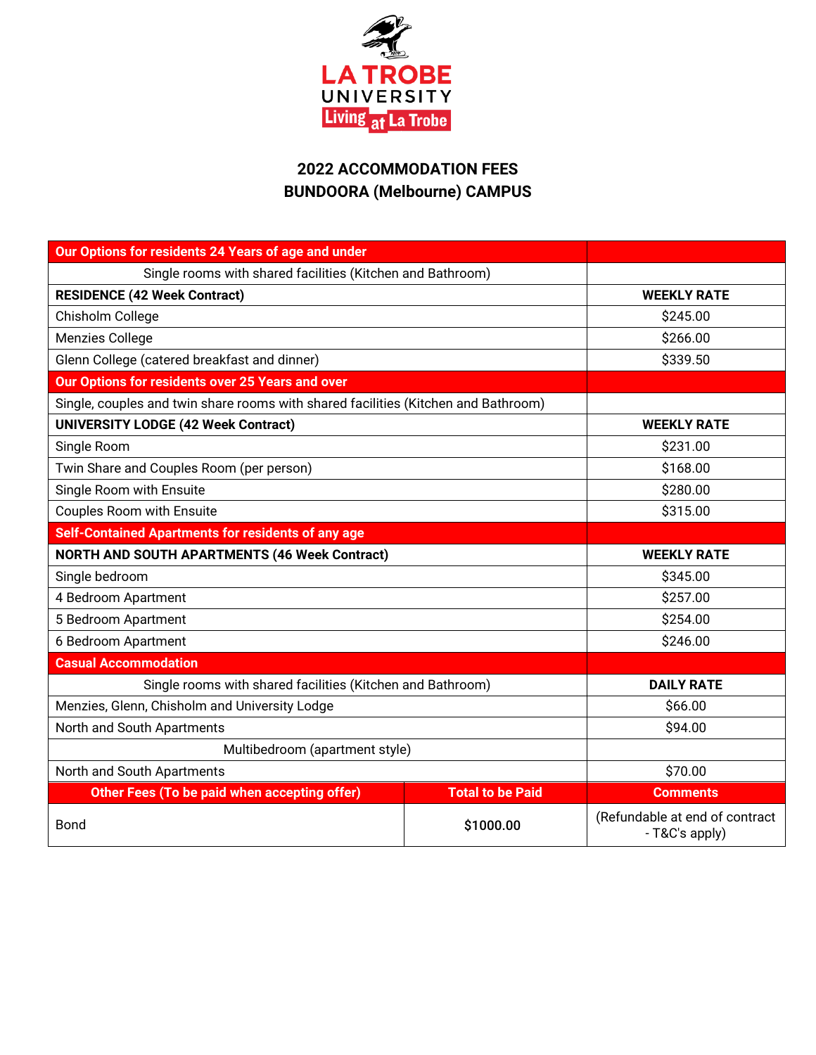LA TROBE UNIVERSITY

Living at La Trobe

## 2022 ACCOMMODATION FEES
## BUNDOORA (Melbourne) CAMPUS

| **Our Options for residents 24 Years of age and under** | | |
|---|---|---|
| Single rooms with shared facilities (Kitchen and Bathroom) | | |
| **RESIDENCE (42 Week Contract)** | | **WEEKLY RATE** |
| Chisholm College | | $245.00 |
| Menzies College | | $266.00 |
| Glenn College (catered breakfast and dinner) | | $339.50 |
| **Our Options for residents over 25 Years and over** | | |
| Single, couples and twin share rooms with shared facilities (Kitchen and Bathroom) | | |
| **UNIVERSITY LODGE (42 Week Contract)** | | **WEEKLY RATE** |
| Single Room | | $231.00 |
| Twin Share and Couples Room (per person) | | $168.00 |
| Single Room with Ensuite | | $280.00 |
| Couples Room with Ensuite | | $315.00 |
| **Self-Contained Apartments for residents of any age** | | |
| **NORTH AND SOUTH APARTMENTS (46 Week Contract)** | | **WEEKLY RATE** |
| Single bedroom | | $345.00 |
| 4 Bedroom Apartment | | $257.00 |
| 5 Bedroom Apartment | | $254.00 |
| 6 Bedroom Apartment | | $246.00 |
| **Casual Accommodation** | | |
| Single rooms with shared facilities (Kitchen and Bathroom) | | **DAILY RATE** |
| Menzies, Glenn, Chisholm and University Lodge | | $66.00 |
| North and South Apartments | | $94.00 |
| Multibedroom (apartment style) | | |
| North and South Apartments | | $70.00 |
| **Other Fees (To be paid when accepting offer)** | **Total to be Paid** | **Comments** |
| Bond | **$1000.00** | (Refundable at end of contract - T&C's apply) |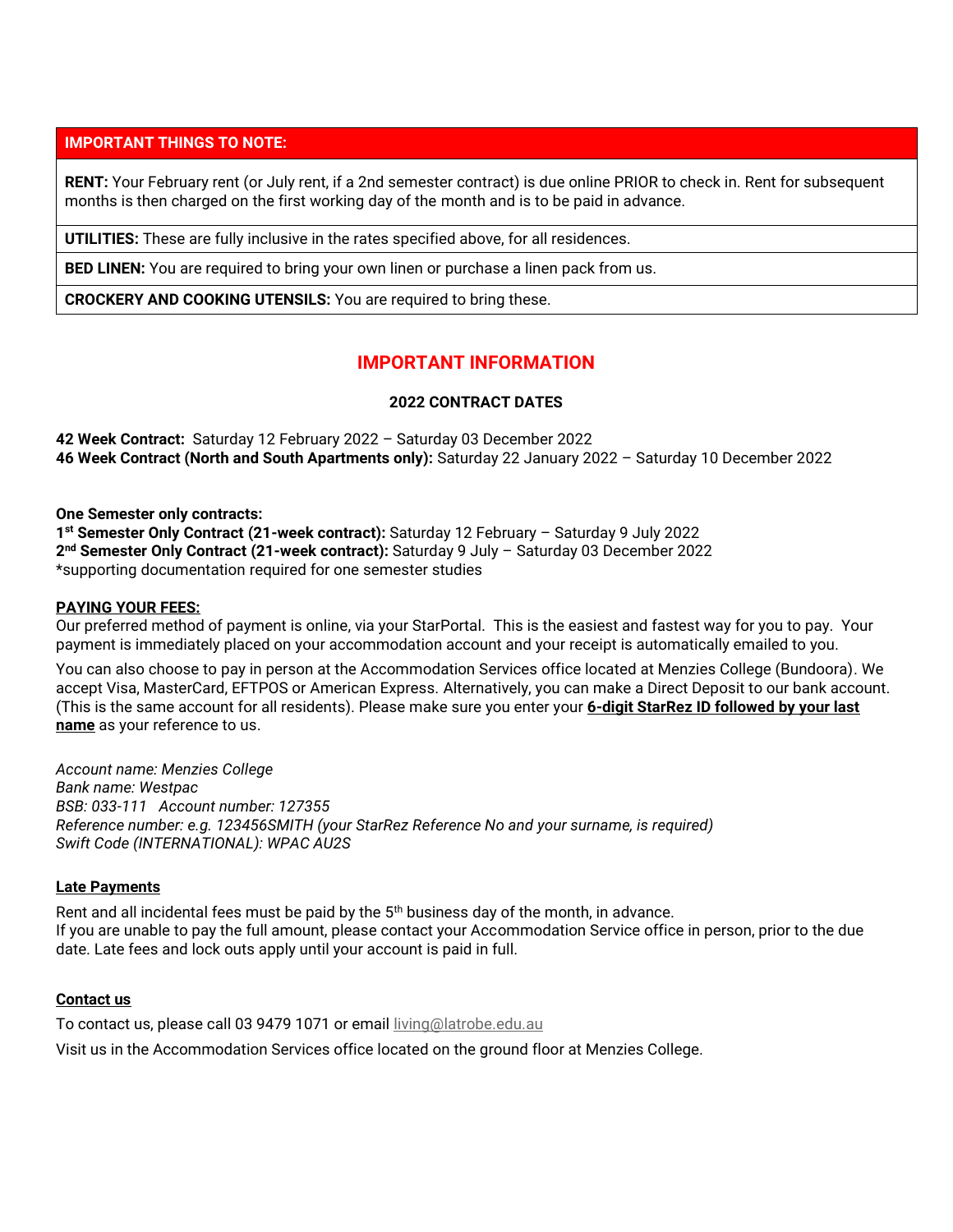| IMPORTANT THINGS TO NOTE: |
| --- |
| **RENT:** Your February rent (or July rent, if a 2nd semester contract) is due online PRIOR to check in. Rent for subsequent months is then charged on the first working day of the month and is to be paid in advance. |
| **UTILITIES:** These are fully inclusive in the rates specified above, for all residences. |
| **BED LINEN:** You are required to bring your own linen or purchase a linen pack from us. |
| **CROCKERY AND COOKING UTENSILS:** You are required to bring these. |

## IMPORTANT INFORMATION

### 2022 CONTRACT DATES

**42 Week Contract:** Saturday 12 February 2022 – Saturday 03 December 2022
**46 Week Contract (North and South Apartments only):** Saturday 22 January 2022 – Saturday 10 December 2022

**One Semester only contracts:**
**1st Semester Only Contract (21-week contract):** Saturday 12 February – Saturday 9 July 2022
**2nd Semester Only Contract (21-week contract):** Saturday 9 July – Saturday 03 December 2022
*supporting documentation required for one semester studies

**PAYING YOUR FEES:**

Our preferred method of payment is online, via your StarPortal. This is the easiest and fastest way for you to pay. Your payment is immediately placed on your accommodation account and your receipt is automatically emailed to you.

You can also choose to pay in person at the Accommodation Services office located at Menzies College (Bundoora). We accept Visa, MasterCard, EFTPOS or American Express. Alternatively, you can make a Direct Deposit to our bank account. (This is the same account for all residents). Please make sure you enter your **6-digit StarRez ID followed by your last name** as your reference to us.

*Account name: Menzies College*
*Bank name: Westpac*
*BSB: 033-111 Account number: 127355*
*Reference number: e.g. 123456SMITH (your StarRez Reference No and your surname, is required)*
*Swift Code (INTERNATIONAL): WPAC AU2S*

**Late Payments**

Rent and all incidental fees must be paid by the 5th business day of the month, in advance.
If you are unable to pay the full amount, please contact your Accommodation Service office in person, prior to the due date. Late fees and lock outs apply until your account is paid in full.

**Contact us**

To contact us, please call 03 9479 1071 or email living@latrobe.edu.au

Visit us in the Accommodation Services office located on the ground floor at Menzies College.